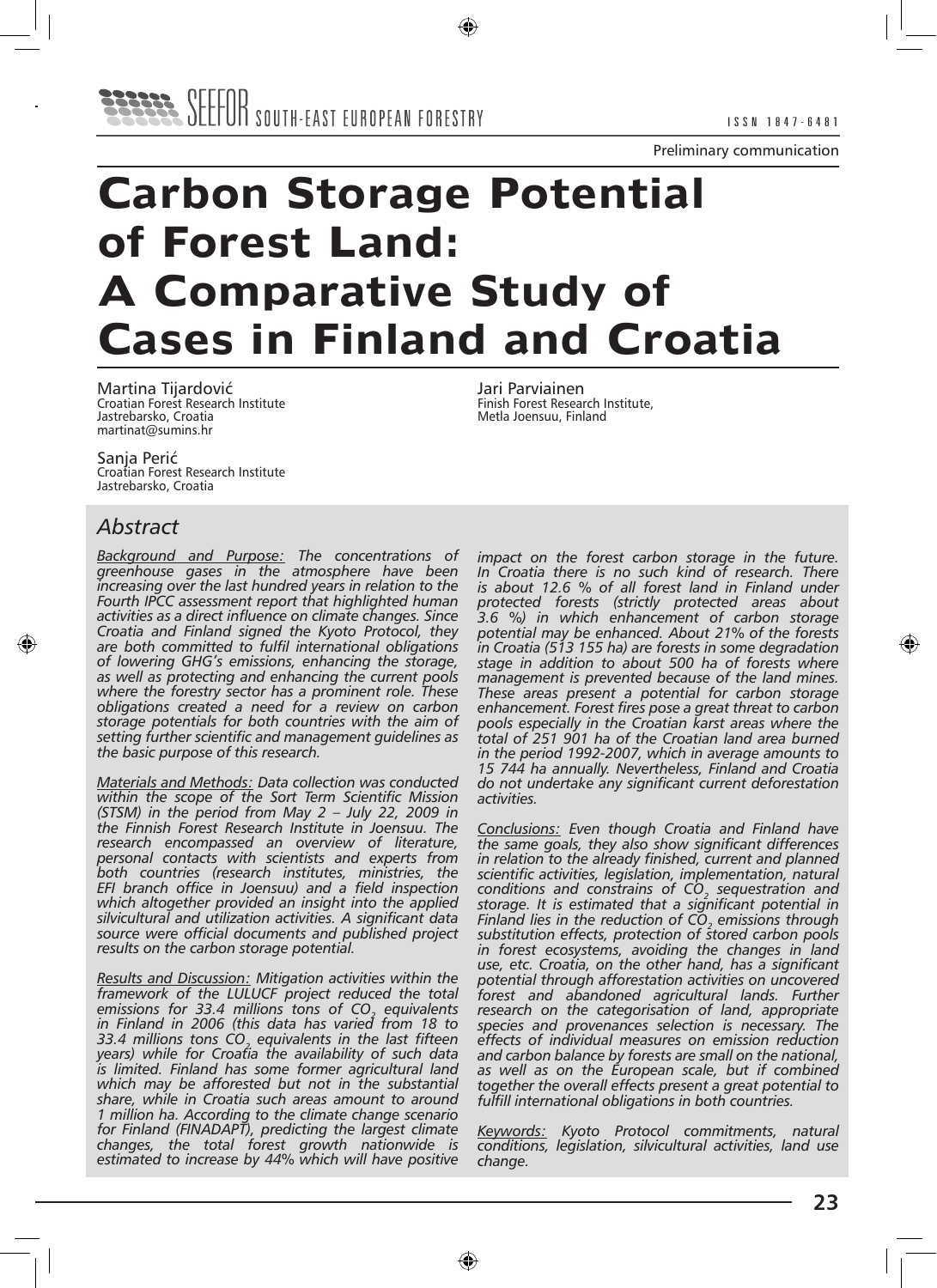Preliminary communication

# Carbon Storage Potential of Forest Land: A Comparative Study of Cases in Finland and Croatia

Martina Tijardović
Croatian Forest Research Institute
Jastrebarsko, Croatia
martinat@sumins.hr

Sanja Perić
Croatian Forest Research Institute
Jastrebarsko, Croatia

Jari Parviainen
Finish Forest Research Institute,
Metla Joensuu, Finland

## Abstract

*Background and Purpose: The concentrations of greenhouse gases in the atmosphere have been increasing over the last hundred years in relation to the Fourth IPCC assessment report that highlighted human activities as a direct influence on climate changes. Since Croatia and Finland signed the Kyoto Protocol, they are both committed to fulfil international obligations of lowering GHG's emissions, enhancing the storage, as well as protecting and enhancing the current pools where the forestry sector has a prominent role. These obligations created a need for a review on carbon storage potentials for both countries with the aim of setting further scientific and management guidelines as the basic purpose of this research.*

*Materials and Methods: Data collection was conducted within the scope of the Sort Term Scientific Mission (STSM) in the period from May 2 – July 22, 2009 in the Finnish Forest Research Institute in Joensuu. The research encompassed an overview of literature, personal contacts with scientists and experts from both countries (research institutes, ministries, the EFI branch office in Joensuu) and a field inspection which altogether provided an insight into the applied silvicultural and utilization activities. A significant data source were official documents and published project results on the carbon storage potential.*

*Results and Discussion: Mitigation activities within the framework of the LULUCF project reduced the total emissions for 33.4 millions tons of $CO_2$ equivalents in Finland in 2006 (this data has varied from 18 to 33.4 millions tons $CO_2$ equivalents in the last fifteen years) while for Croatia the availability of such data is limited. Finland has some former agricultural land which may be afforested but not in the substantial share, while in Croatia such areas amount to around 1 million ha. According to the climate change scenario for Finland (FINADAPT), predicting the largest climate changes, the total forest growth nationwide is estimated to increase by 44% which will have positive impact on the forest carbon storage in the future. In Croatia there is no such kind of research. There is about 12.6 % of all forest land in Finland under protected forests (strictly protected areas about 3.6 %) in which enhancement of carbon storage potential may be enhanced. About 21% of the forests in Croatia (513 155 ha) are forests in some degradation stage in addition to about 500 ha of forests where management is prevented because of the land mines. These areas present a potential for carbon storage enhancement. Forest fires pose a great threat to carbon pools especially in the Croatian karst areas where the total of 251 901 ha of the Croatian land area burned in the period 1992-2007, which in average amounts to 15 744 ha annually. Nevertheless, Finland and Croatia do not undertake any significant current deforestation activities.*

*Conclusions: Even though Croatia and Finland have the same goals, they also show significant differences in relation to the already finished, current and planned scientific activities, legislation, implementation, natural conditions and constrains of $CO_2$ sequestration and storage. It is estimated that a significant potential in Finland lies in the reduction of $CO_2$ emissions through substitution effects, protection of stored carbon pools in forest ecosystems, avoiding the changes in land use, etc. Croatia, on the other hand, has a significant potential through afforestation activities on uncovered forest and abandoned agricultural lands. Further research on the categorisation of land, appropriate species and provenances selection is necessary. The effects of individual measures on emission reduction and carbon balance by forests are small on the national, as well as on the European scale, but if combined together the overall effects present a great potential to fulfill international obligations in both countries.*

*Keywords: Kyoto Protocol commitments, natural conditions, legislation, silvicultural activities, land use change.*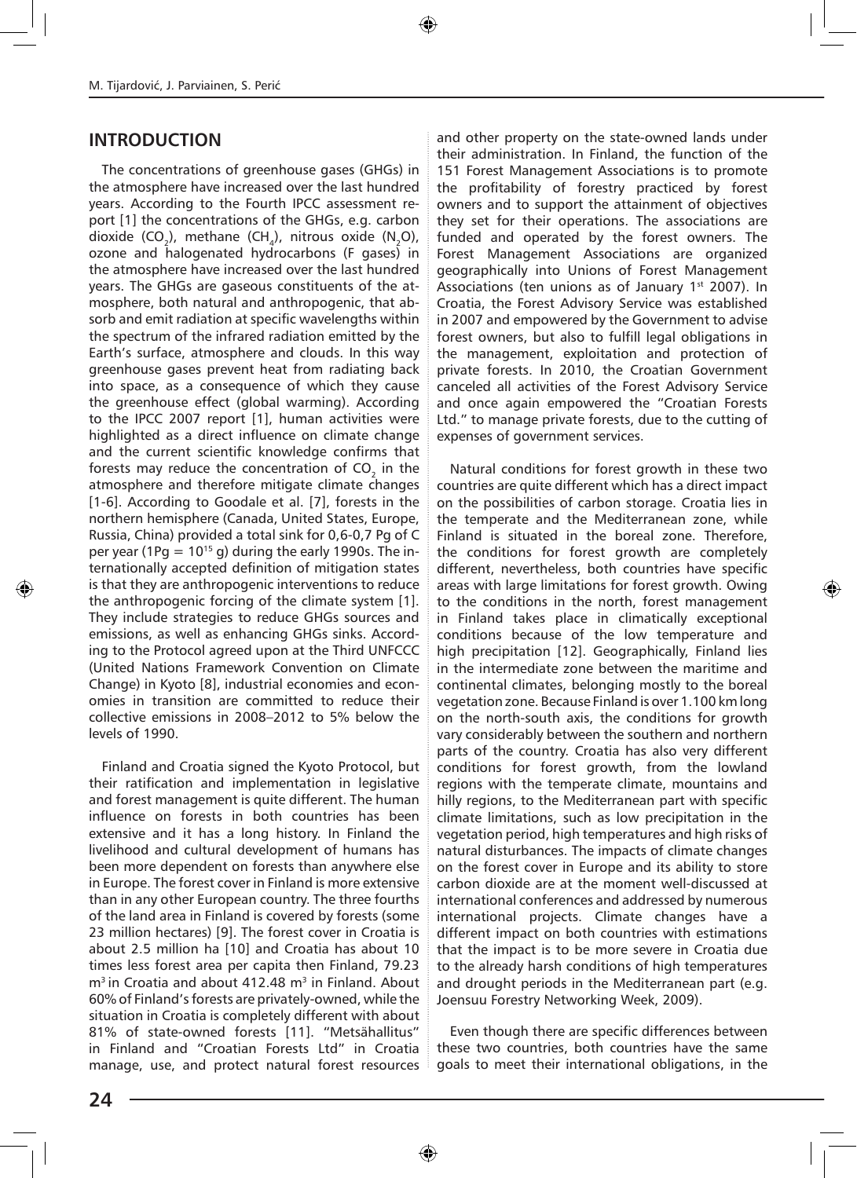## INTRODUCTION

The concentrations of greenhouse gases (GHGs) in the atmosphere have increased over the last hundred years. According to the Fourth IPCC assessment report [1] the concentrations of the GHGs, e.g. carbon dioxide ($CO_2$), methane ($CH_4$), nitrous oxide ($N_2O$), ozone and halogenated hydrocarbons (F gases) in the atmosphere have increased over the last hundred years. The GHGs are gaseous constituents of the atmosphere, both natural and anthropogenic, that absorb and emit radiation at specific wavelengths within the spectrum of the infrared radiation emitted by the Earth's surface, atmosphere and clouds. In this way greenhouse gases prevent heat from radiating back into space, as a consequence of which they cause the greenhouse effect (global warming). According to the IPCC 2007 report [1], human activities were highlighted as a direct influence on climate change and the current scientific knowledge confirms that forests may reduce the concentration of $CO_2$ in the atmosphere and therefore mitigate climate changes [1-6]. According to Goodale et al. [7], forests in the northern hemisphere (Canada, United States, Europe, Russia, China) provided a total sink for 0,6-0,7 Pg of C per year (1Pg = $10^{15}$ g) during the early 1990s. The internationally accepted definition of mitigation states is that they are anthropogenic interventions to reduce the anthropogenic forcing of the climate system [1]. They include strategies to reduce GHGs sources and emissions, as well as enhancing GHGs sinks. According to the Protocol agreed upon at the Third UNFCCC (United Nations Framework Convention on Climate Change) in Kyoto [8], industrial economies and economies in transition are committed to reduce their collective emissions in 2008–2012 to 5% below the levels of 1990.

Finland and Croatia signed the Kyoto Protocol, but their ratification and implementation in legislative and forest management is quite different. The human influence on forests in both countries has been extensive and it has a long history. In Finland the livelihood and cultural development of humans has been more dependent on forests than anywhere else in Europe. The forest cover in Finland is more extensive than in any other European country. The three fourths of the land area in Finland is covered by forests (some 23 million hectares) [9]. The forest cover in Croatia is about 2.5 million ha [10] and Croatia has about 10 times less forest area per capita then Finland, 79.23 m$^3$ in Croatia and about 412.48 m$^3$ in Finland. About 60% of Finland's forests are privately-owned, while the situation in Croatia is completely different with about 81% of state-owned forests [11]. "Metsähallitus" in Finland and "Croatian Forests Ltd" in Croatia manage, use, and protect natural forest resources and other property on the state-owned lands under their administration. In Finland, the function of the 151 Forest Management Associations is to promote the profitability of forestry practiced by forest owners and to support the attainment of objectives they set for their operations. The associations are funded and operated by the forest owners. The Forest Management Associations are organized geographically into Unions of Forest Management Associations (ten unions as of January 1st 2007). In Croatia, the Forest Advisory Service was established in 2007 and empowered by the Government to advise forest owners, but also to fulfill legal obligations in the management, exploitation and protection of private forests. In 2010, the Croatian Government canceled all activities of the Forest Advisory Service and once again empowered the "Croatian Forests Ltd." to manage private forests, due to the cutting of expenses of government services.

Natural conditions for forest growth in these two countries are quite different which has a direct impact on the possibilities of carbon storage. Croatia lies in the temperate and the Mediterranean zone, while Finland is situated in the boreal zone. Therefore, the conditions for forest growth are completely different, nevertheless, both countries have specific areas with large limitations for forest growth. Owing to the conditions in the north, forest management in Finland takes place in climatically exceptional conditions because of the low temperature and high precipitation [12]. Geographically, Finland lies in the intermediate zone between the maritime and continental climates, belonging mostly to the boreal vegetation zone. Because Finland is over 1.100 km long on the north-south axis, the conditions for growth vary considerably between the southern and northern parts of the country. Croatia has also very different conditions for forest growth, from the lowland regions with the temperate climate, mountains and hilly regions, to the Mediterranean part with specific climate limitations, such as low precipitation in the vegetation period, high temperatures and high risks of natural disturbances. The impacts of climate changes on the forest cover in Europe and its ability to store carbon dioxide are at the moment well-discussed at international conferences and addressed by numerous international projects. Climate changes have a different impact on both countries with estimations that the impact is to be more severe in Croatia due to the already harsh conditions of high temperatures and drought periods in the Mediterranean part (e.g. Joensuu Forestry Networking Week, 2009).

Even though there are specific differences between these two countries, both countries have the same goals to meet their international obligations, in the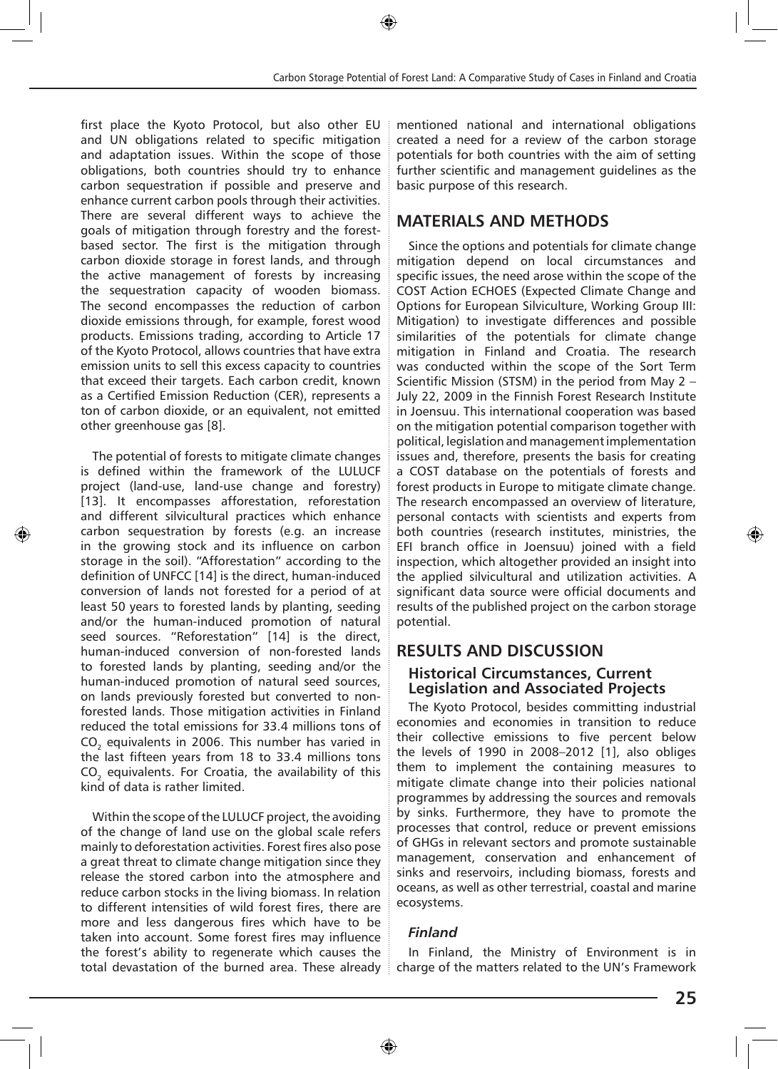first place the Kyoto Protocol, but also other EU and UN obligations related to specific mitigation and adaptation issues. Within the scope of those obligations, both countries should try to enhance carbon sequestration if possible and preserve and enhance current carbon pools through their activities. There are several different ways to achieve the goals of mitigation through forestry and the forest-based sector. The first is the mitigation through carbon dioxide storage in forest lands, and through the active management of forests by increasing the sequestration capacity of wooden biomass. The second encompasses the reduction of carbon dioxide emissions through, for example, forest wood products. Emissions trading, according to Article 17 of the Kyoto Protocol, allows countries that have extra emission units to sell this excess capacity to countries that exceed their targets. Each carbon credit, known as a Certified Emission Reduction (CER), represents a ton of carbon dioxide, or an equivalent, not emitted other greenhouse gas [8].

The potential of forests to mitigate climate changes is defined within the framework of the LULUCF project (land-use, land-use change and forestry) [13]. It encompasses afforestation, reforestation and different silvicultural practices which enhance carbon sequestration by forests (e.g. an increase in the growing stock and its influence on carbon storage in the soil). "Afforestation" according to the definition of UNFCC [14] is the direct, human-induced conversion of lands not forested for a period of at least 50 years to forested lands by planting, seeding and/or the human-induced promotion of natural seed sources. "Reforestation" [14] is the direct, human-induced conversion of non-forested lands to forested lands by planting, seeding and/or the human-induced promotion of natural seed sources, on lands previously forested but converted to non-forested lands. Those mitigation activities in Finland reduced the total emissions for 33.4 millions tons of $CO_2$ equivalents in 2006. This number has varied in the last fifteen years from 18 to 33.4 millions tons $CO_2$ equivalents. For Croatia, the availability of this kind of data is rather limited.

Within the scope of the LULUCF project, the avoiding of the change of land use on the global scale refers mainly to deforestation activities. Forest fires also pose a great threat to climate change mitigation since they release the stored carbon into the atmosphere and reduce carbon stocks in the living biomass. In relation to different intensities of wild forest fires, there are more and less dangerous fires which have to be taken into account. Some forest fires may influence the forest's ability to regenerate which causes the total devastation of the burned area. These already mentioned national and international obligations created a need for a review of the carbon storage potentials for both countries with the aim of setting further scientific and management guidelines as the basic purpose of this research.

## MATERIALS AND METHODS

Since the options and potentials for climate change mitigation depend on local circumstances and specific issues, the need arose within the scope of the COST Action ECHOES (Expected Climate Change and Options for European Silviculture, Working Group III: Mitigation) to investigate differences and possible similarities of the potentials for climate change mitigation in Finland and Croatia. The research was conducted within the scope of the Sort Term Scientific Mission (STSM) in the period from May 2 – July 22, 2009 in the Finnish Forest Research Institute in Joensuu. This international cooperation was based on the mitigation potential comparison together with political, legislation and management implementation issues and, therefore, presents the basis for creating a COST database on the potentials of forests and forest products in Europe to mitigate climate change. The research encompassed an overview of literature, personal contacts with scientists and experts from both countries (research institutes, ministries, the EFI branch office in Joensuu) joined with a field inspection, which altogether provided an insight into the applied silvicultural and utilization activities. A significant data source were official documents and results of the published project on the carbon storage potential.

## RESULTS AND DISCUSSION

### Historical Circumstances, Current Legislation and Associated Projects

The Kyoto Protocol, besides committing industrial economies and economies in transition to reduce their collective emissions to five percent below the levels of 1990 in 2008–2012 [1], also obliges them to implement the containing measures to mitigate climate change into their policies national programmes by addressing the sources and removals by sinks. Furthermore, they have to promote the processes that control, reduce or prevent emissions of GHGs in relevant sectors and promote sustainable management, conservation and enhancement of sinks and reservoirs, including biomass, forests and oceans, as well as other terrestrial, coastal and marine ecosystems.

#### *Finland*

In Finland, the Ministry of Environment is in charge of the matters related to the UN's Framework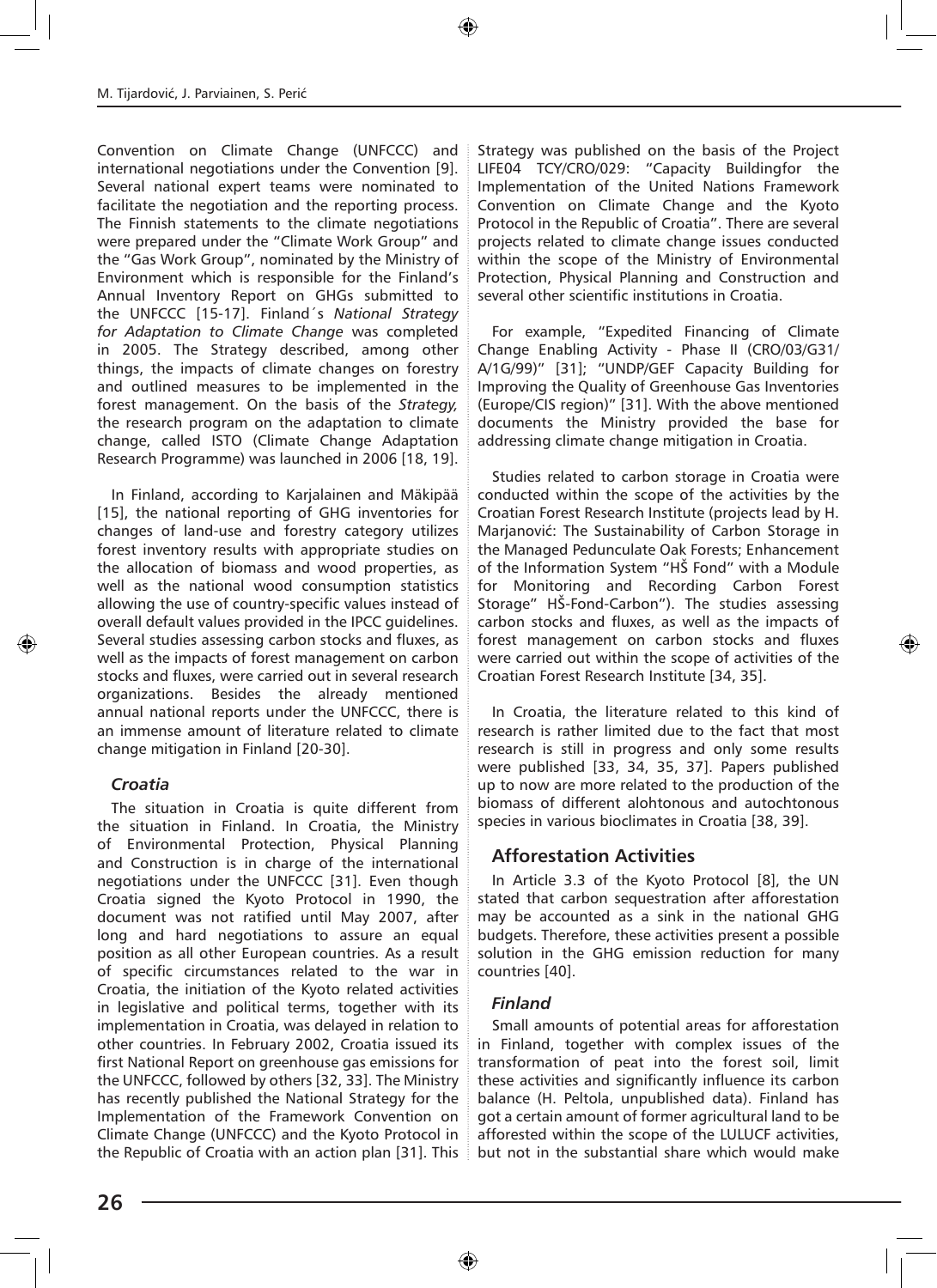Convention on Climate Change (UNFCCC) and international negotiations under the Convention [9]. Several national expert teams were nominated to facilitate the negotiation and the reporting process. The Finnish statements to the climate negotiations were prepared under the "Climate Work Group" and the "Gas Work Group", nominated by the Ministry of Environment which is responsible for the Finland's Annual Inventory Report on GHGs submitted to the UNFCCC [15-17]. Finland´s *National Strategy for Adaptation to Climate Change* was completed in 2005. The Strategy described, among other things, the impacts of climate changes on forestry and outlined measures to be implemented in the forest management. On the basis of the *Strategy,* the research program on the adaptation to climate change, called ISTO (Climate Change Adaptation Research Programme) was launched in 2006 [18, 19].

In Finland, according to Karjalainen and Mäkipää [15], the national reporting of GHG inventories for changes of land-use and forestry category utilizes forest inventory results with appropriate studies on the allocation of biomass and wood properties, as well as the national wood consumption statistics allowing the use of country-specific values instead of overall default values provided in the IPCC guidelines. Several studies assessing carbon stocks and fluxes, as well as the impacts of forest management on carbon stocks and fluxes, were carried out in several research organizations. Besides the already mentioned annual national reports under the UNFCCC, there is an immense amount of literature related to climate change mitigation in Finland [20-30].

### *Croatia*

The situation in Croatia is quite different from the situation in Finland. In Croatia, the Ministry of Environmental Protection, Physical Planning and Construction is in charge of the international negotiations under the UNFCCC [31]. Even though Croatia signed the Kyoto Protocol in 1990, the document was not ratified until May 2007, after long and hard negotiations to assure an equal position as all other European countries. As a result of specific circumstances related to the war in Croatia, the initiation of the Kyoto related activities in legislative and political terms, together with its implementation in Croatia, was delayed in relation to other countries. In February 2002, Croatia issued its first National Report on greenhouse gas emissions for the UNFCCC, followed by others [32, 33]. The Ministry has recently published the National Strategy for the Implementation of the Framework Convention on Climate Change (UNFCCC) and the Kyoto Protocol in the Republic of Croatia with an action plan [31]. This Strategy was published on the basis of the Project LIFE04 TCY/CRO/029: "Capacity Buildingfor the Implementation of the United Nations Framework Convention on Climate Change and the Kyoto Protocol in the Republic of Croatia". There are several projects related to climate change issues conducted within the scope of the Ministry of Environmental Protection, Physical Planning and Construction and several other scientific institutions in Croatia.

For example, "Expedited Financing of Climate Change Enabling Activity - Phase II (CRO/03/G31/A/1G/99)" [31]; "UNDP/GEF Capacity Building for Improving the Quality of Greenhouse Gas Inventories (Europe/CIS region)" [31]. With the above mentioned documents the Ministry provided the base for addressing climate change mitigation in Croatia.

Studies related to carbon storage in Croatia were conducted within the scope of the activities by the Croatian Forest Research Institute (projects lead by H. Marjanović: The Sustainability of Carbon Storage in the Managed Pedunculate Oak Forests; Enhancement of the Information System "HŠ Fond" with a Module for Monitoring and Recording Carbon Forest Storage" HŠ-Fond-Carbon"). The studies assessing carbon stocks and fluxes, as well as the impacts of forest management on carbon stocks and fluxes were carried out within the scope of activities of the Croatian Forest Research Institute [34, 35].

In Croatia, the literature related to this kind of research is rather limited due to the fact that most research is still in progress and only some results were published [33, 34, 35, 37]. Papers published up to now are more related to the production of the biomass of different alohtonous and autochtonous species in various bioclimates in Croatia [38, 39].

## Afforestation Activities

In Article 3.3 of the Kyoto Protocol [8], the UN stated that carbon sequestration after afforestation may be accounted as a sink in the national GHG budgets. Therefore, these activities present a possible solution in the GHG emission reduction for many countries [40].

### *Finland*

Small amounts of potential areas for afforestation in Finland, together with complex issues of the transformation of peat into the forest soil, limit these activities and significantly influence its carbon balance (H. Peltola, unpublished data). Finland has got a certain amount of former agricultural land to be afforested within the scope of the LULUCF activities, but not in the substantial share which would make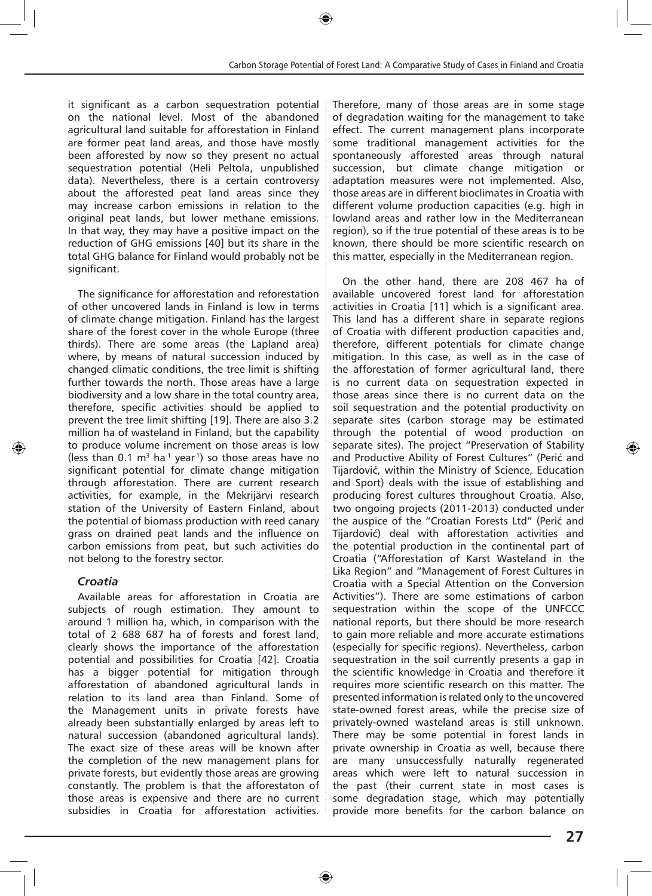it significant as a carbon sequestration potential on the national level. Most of the abandoned agricultural land suitable for afforestation in Finland are former peat land areas, and those have mostly been afforested by now so they present no actual sequestration potential (Heli Peltola, unpublished data). Nevertheless, there is a certain controversy about the afforested peat land areas since they may increase carbon emissions in relation to the original peat lands, but lower methane emissions. In that way, they may have a positive impact on the reduction of GHG emissions [40] but its share in the total GHG balance for Finland would probably not be significant.

The significance for afforestation and reforestation of other uncovered lands in Finland is low in terms of climate change mitigation. Finland has the largest share of the forest cover in the whole Europe (three thirds). There are some areas (the Lapland area) where, by means of natural succession induced by changed climatic conditions, the tree limit is shifting further towards the north. Those areas have a large biodiversity and a low share in the total country area, therefore, specific activities should be applied to prevent the tree limit shifting [19]. There are also 3.2 million ha of wasteland in Finland, but the capability to produce volume increment on those areas is low (less than 0.1 $m^3$ $ha^{-1}$ $year^{-1}$) so those areas have no significant potential for climate change mitigation through afforestation. There are current research activities, for example, in the Mekrijärvi research station of the University of Eastern Finland, about the potential of biomass production with reed canary grass on drained peat lands and the influence on carbon emissions from peat, but such activities do not belong to the forestry sector.

### *Croatia*

Available areas for afforestation in Croatia are subjects of rough estimation. They amount to around 1 million ha, which, in comparison with the total of 2 688 687 ha of forests and forest land, clearly shows the importance of the afforestation potential and possibilities for Croatia [42]. Croatia has a bigger potential for mitigation through afforestation of abandoned agricultural lands in relation to its land area than Finland. Some of the Management units in private forests have already been substantially enlarged by areas left to natural succession (abandoned agricultural lands). The exact size of these areas will be known after the completion of the new management plans for private forests, but evidently those areas are growing constantly. The problem is that the afforestaton of those areas is expensive and there are no current subsidies in Croatia for afforestation activities. Therefore, many of those areas are in some stage of degradation waiting for the management to take effect. The current management plans incorporate some traditional management activities for the spontaneously afforested areas through natural succession, but climate change mitigation or adaptation measures were not implemented. Also, those areas are in different bioclimates in Croatia with different volume production capacities (e.g. high in lowland areas and rather low in the Mediterranean region), so if the true potential of these areas is to be known, there should be more scientific research on this matter, especially in the Mediterranean region.

On the other hand, there are 208 467 ha of available uncovered forest land for afforestation activities in Croatia [11] which is a significant area. This land has a different share in separate regions of Croatia with different production capacities and, therefore, different potentials for climate change mitigation. In this case, as well as in the case of the afforestation of former agricultural land, there is no current data on sequestration expected in those areas since there is no current data on the soil sequestration and the potential productivity on separate sites (carbon storage may be estimated through the potential of wood production on separate sites). The project "Preservation of Stability and Productive Ability of Forest Cultures" (Perić and Tijardović, within the Ministry of Science, Education and Sport) deals with the issue of establishing and producing forest cultures throughout Croatia. Also, two ongoing projects (2011-2013) conducted under the auspice of the "Croatian Forests Ltd" (Perić and Tijardović) deal with afforestation activities and the potential production in the continental part of Croatia ("Afforestation of Karst Wasteland in the Lika Region" and "Management of Forest Cultures in Croatia with a Special Attention on the Conversion Activities"). There are some estimations of carbon sequestration within the scope of the UNFCCC national reports, but there should be more research to gain more reliable and more accurate estimations (especially for specific regions). Nevertheless, carbon sequestration in the soil currently presents a gap in the scientific knowledge in Croatia and therefore it requires more scientific research on this matter. The presented information is related only to the uncovered state-owned forest areas, while the precise size of privately-owned wasteland areas is still unknown. There may be some potential in forest lands in private ownership in Croatia as well, because there are many unsuccessfully naturally regenerated areas which were left to natural succession in the past (their current state in most cases is some degradation stage, which may potentially provide more benefits for the carbon balance on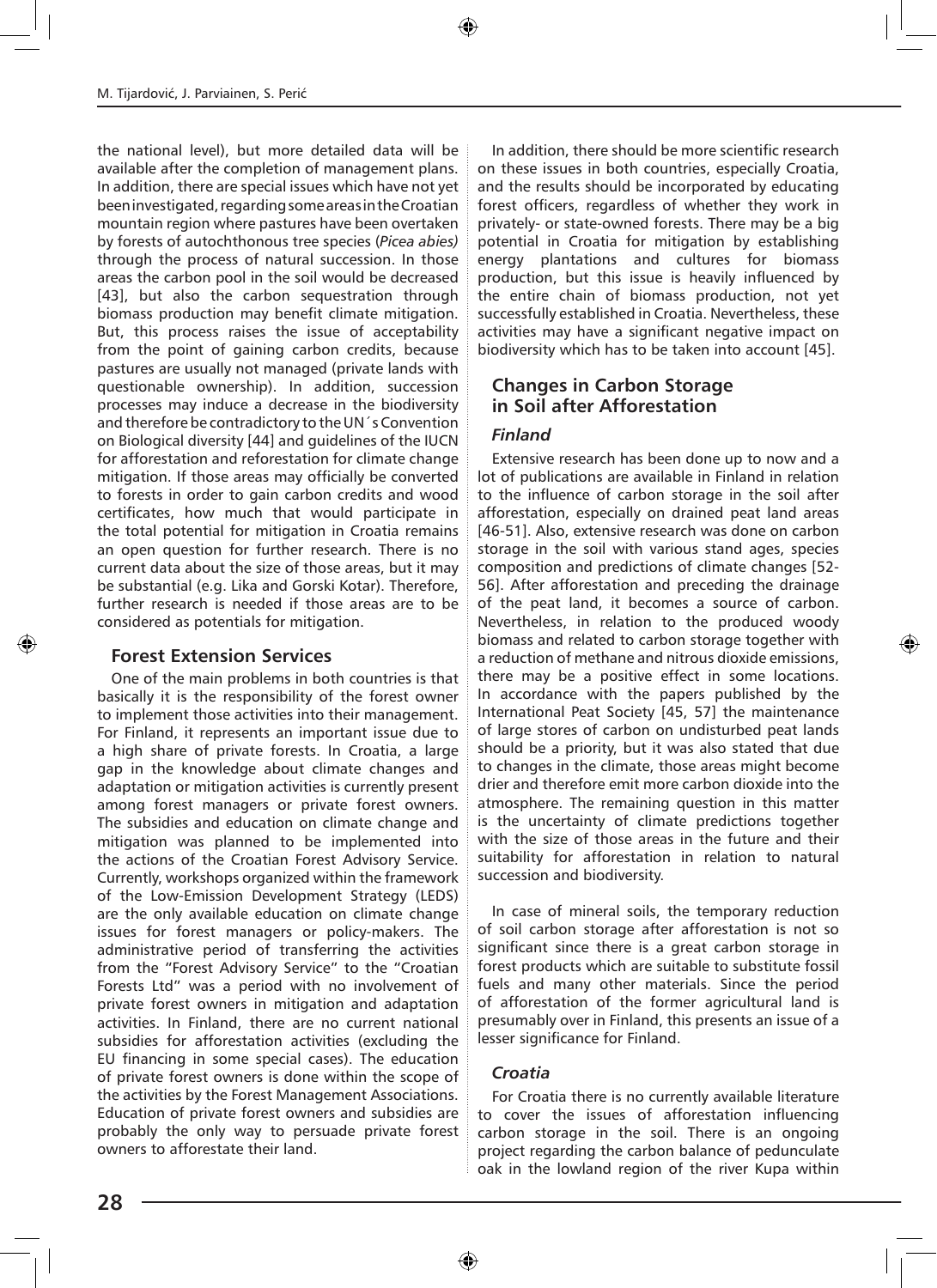the national level), but more detailed data will be available after the completion of management plans. In addition, there are special issues which have not yet been investigated, regarding some areas in the Croatian mountain region where pastures have been overtaken by forests of autochthonous tree species (*Picea abies)* through the process of natural succession. In those areas the carbon pool in the soil would be decreased [43], but also the carbon sequestration through biomass production may benefit climate mitigation. But, this process raises the issue of acceptability from the point of gaining carbon credits, because pastures are usually not managed (private lands with questionable ownership). In addition, succession processes may induce a decrease in the biodiversity and therefore be contradictory to the UN´s Convention on Biological diversity [44] and guidelines of the IUCN for afforestation and reforestation for climate change mitigation. If those areas may officially be converted to forests in order to gain carbon credits and wood certificates, how much that would participate in the total potential for mitigation in Croatia remains an open question for further research. There is no current data about the size of those areas, but it may be substantial (e.g. Lika and Gorski Kotar). Therefore, further research is needed if those areas are to be considered as potentials for mitigation.

## Forest Extension Services

One of the main problems in both countries is that basically it is the responsibility of the forest owner to implement those activities into their management. For Finland, it represents an important issue due to a high share of private forests. In Croatia, a large gap in the knowledge about climate changes and adaptation or mitigation activities is currently present among forest managers or private forest owners. The subsidies and education on climate change and mitigation was planned to be implemented into the actions of the Croatian Forest Advisory Service. Currently, workshops organized within the framework of the Low-Emission Development Strategy (LEDS) are the only available education on climate change issues for forest managers or policy-makers. The administrative period of transferring the activities from the "Forest Advisory Service" to the "Croatian Forests Ltd" was a period with no involvement of private forest owners in mitigation and adaptation activities. In Finland, there are no current national subsidies for afforestation activities (excluding the EU financing in some special cases). The education of private forest owners is done within the scope of the activities by the Forest Management Associations. Education of private forest owners and subsidies are probably the only way to persuade private forest owners to afforestate their land.

In addition, there should be more scientific research on these issues in both countries, especially Croatia, and the results should be incorporated by educating forest officers, regardless of whether they work in privately- or state-owned forests. There may be a big potential in Croatia for mitigation by establishing energy plantations and cultures for biomass production, but this issue is heavily influenced by the entire chain of biomass production, not yet successfully established in Croatia. Nevertheless, these activities may have a significant negative impact on biodiversity which has to be taken into account [45].

## Changes in Carbon Storage in Soil after Afforestation

### *Finland*

Extensive research has been done up to now and a lot of publications are available in Finland in relation to the influence of carbon storage in the soil after afforestation, especially on drained peat land areas [46-51]. Also, extensive research was done on carbon storage in the soil with various stand ages, species composition and predictions of climate changes [52-56]. After afforestation and preceding the drainage of the peat land, it becomes a source of carbon. Nevertheless, in relation to the produced woody biomass and related to carbon storage together with a reduction of methane and nitrous dioxide emissions, there may be a positive effect in some locations. In accordance with the papers published by the International Peat Society [45, 57] the maintenance of large stores of carbon on undisturbed peat lands should be a priority, but it was also stated that due to changes in the climate, those areas might become drier and therefore emit more carbon dioxide into the atmosphere. The remaining question in this matter is the uncertainty of climate predictions together with the size of those areas in the future and their suitability for afforestation in relation to natural succession and biodiversity.

In case of mineral soils, the temporary reduction of soil carbon storage after afforestation is not so significant since there is a great carbon storage in forest products which are suitable to substitute fossil fuels and many other materials. Since the period of afforestation of the former agricultural land is presumably over in Finland, this presents an issue of a lesser significance for Finland.

### *Croatia*

For Croatia there is no currently available literature to cover the issues of afforestation influencing carbon storage in the soil. There is an ongoing project regarding the carbon balance of pedunculate oak in the lowland region of the river Kupa within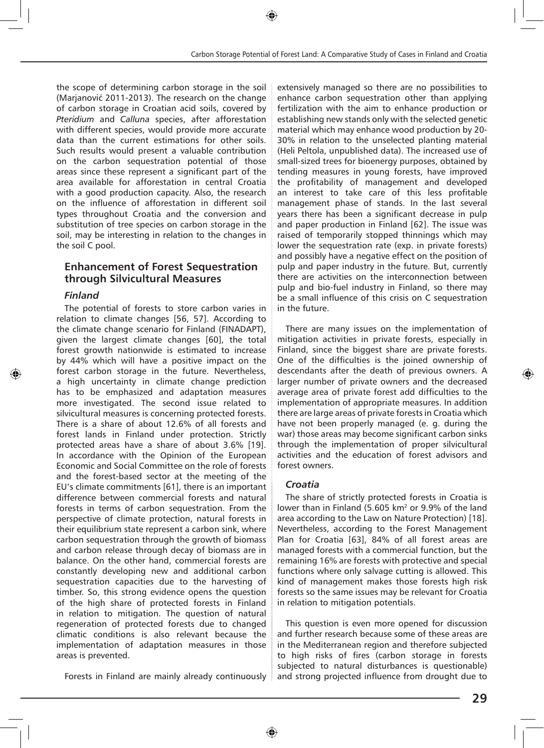the scope of determining carbon storage in the soil (Marjanović 2011-2013). The research on the change of carbon storage in Croatian acid soils, covered by *Pteridium* and *Calluna* species, after afforestation with different species, would provide more accurate data than the current estimations for other soils. Such results would present a valuable contribution on the carbon sequestration potential of those areas since these represent a significant part of the area available for afforestation in central Croatia with a good production capacity. Also, the research on the influence of afforestation in different soil types throughout Croatia and the conversion and substitution of tree species on carbon storage in the soil, may be interesting in relation to the changes in the soil C pool.

## Enhancement of Forest Sequestration through Silvicultural Measures

### Finland

The potential of forests to store carbon varies in relation to climate changes [56, 57]. According to the climate change scenario for Finland (FINADAPT), given the largest climate changes [60], the total forest growth nationwide is estimated to increase by 44% which will have a positive impact on the forest carbon storage in the future. Nevertheless, a high uncertainty in climate change prediction has to be emphasized and adaptation measures more investigated. The second issue related to silvicultural measures is concerning protected forests. There is a share of about 12.6% of all forests and forest lands in Finland under protection. Strictly protected areas have a share of about 3.6% [19]. In accordance with the Opinion of the European Economic and Social Committee on the role of forests and the forest-based sector at the meeting of the EU's climate commitments [61], there is an important difference between commercial forests and natural forests in terms of carbon sequestration. From the perspective of climate protection, natural forests in their equilibrium state represent a carbon sink, where carbon sequestration through the growth of biomass and carbon release through decay of biomass are in balance. On the other hand, commercial forests are constantly developing new and additional carbon sequestration capacities due to the harvesting of timber. So, this strong evidence opens the question of the high share of protected forests in Finland in relation to mitigation. The question of natural regeneration of protected forests due to changed climatic conditions is also relevant because the implementation of adaptation measures in those areas is prevented.

Forests in Finland are mainly already continuously extensively managed so there are no possibilities to enhance carbon sequestration other than applying fertilization with the aim to enhance production or establishing new stands only with the selected genetic material which may enhance wood production by 20-30% in relation to the unselected planting material (Heli Peltola, unpublished data). The increased use of small-sized trees for bioenergy purposes, obtained by tending measures in young forests, have improved the profitability of management and developed an interest to take care of this less profitable management phase of stands. In the last several years there has been a significant decrease in pulp and paper production in Finland [62]. The issue was raised of temporarily stopped thinnings which may lower the sequestration rate (exp. in private forests) and possibly have a negative effect on the position of pulp and paper industry in the future. But, currently there are activities on the interconnection between pulp and bio-fuel industry in Finland, so there may be a small influence of this crisis on C sequestration in the future.

There are many issues on the implementation of mitigation activities in private forests, especially in Finland, since the biggest share are private forests. One of the difficulties is the joined ownership of descendants after the death of previous owners. A larger number of private owners and the decreased average area of private forest add difficulties to the implementation of appropriate measures. In addition there are large areas of private forests in Croatia which have not been properly managed (e. g. during the war) those areas may become significant carbon sinks through the implementation of proper silvicultural activities and the education of forest advisors and forest owners.

### Croatia

The share of strictly protected forests in Croatia is lower than in Finland (5.605 km$^2$ or 9.9% of the land area according to the Law on Nature Protection) [18]. Nevertheless, according to the Forest Management Plan for Croatia [63], 84% of all forest areas are managed forests with a commercial function, but the remaining 16% are forests with protective and special functions where only salvage cutting is allowed. This kind of management makes those forests high risk forests so the same issues may be relevant for Croatia in relation to mitigation potentials.

This question is even more opened for discussion and further research because some of these areas are in the Mediterranean region and therefore subjected to high risks of fires (carbon storage in forests subjected to natural disturbances is questionable) and strong projected influence from drought due to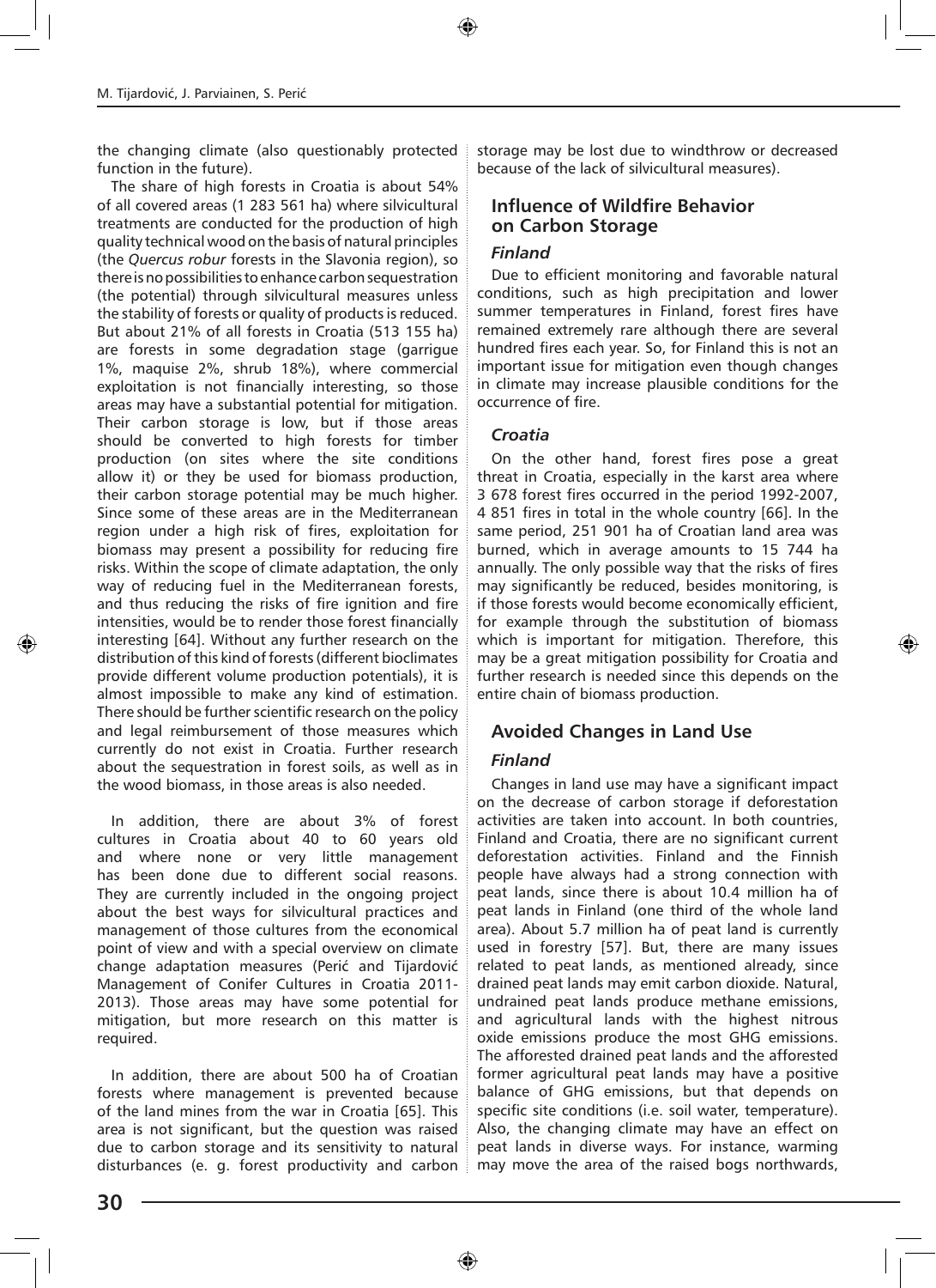the changing climate (also questionably protected function in the future).

The share of high forests in Croatia is about 54% of all covered areas (1 283 561 ha) where silvicultural treatments are conducted for the production of high quality technical wood on the basis of natural principles (the *Quercus robur* forests in the Slavonia region), so there is no possibilities to enhance carbon sequestration (the potential) through silvicultural measures unless the stability of forests or quality of products is reduced. But about 21% of all forests in Croatia (513 155 ha) are forests in some degradation stage (garrigue 1%, maquise 2%, shrub 18%), where commercial exploitation is not financially interesting, so those areas may have a substantial potential for mitigation. Their carbon storage is low, but if those areas should be converted to high forests for timber production (on sites where the site conditions allow it) or they be used for biomass production, their carbon storage potential may be much higher. Since some of these areas are in the Mediterranean region under a high risk of fires, exploitation for biomass may present a possibility for reducing fire risks. Within the scope of climate adaptation, the only way of reducing fuel in the Mediterranean forests, and thus reducing the risks of fire ignition and fire intensities, would be to render those forest financially interesting [64]. Without any further research on the distribution of this kind of forests (different bioclimates provide different volume production potentials), it is almost impossible to make any kind of estimation. There should be further scientific research on the policy and legal reimbursement of those measures which currently do not exist in Croatia. Further research about the sequestration in forest soils, as well as in the wood biomass, in those areas is also needed.

In addition, there are about 3% of forest cultures in Croatia about 40 to 60 years old and where none or very little management has been done due to different social reasons. They are currently included in the ongoing project about the best ways for silvicultural practices and management of those cultures from the economical point of view and with a special overview on climate change adaptation measures (Perić and Tijardović Management of Conifer Cultures in Croatia 2011-2013). Those areas may have some potential for mitigation, but more research on this matter is required.

In addition, there are about 500 ha of Croatian forests where management is prevented because of the land mines from the war in Croatia [65]. This area is not significant, but the question was raised due to carbon storage and its sensitivity to natural disturbances (e. g. forest productivity and carbon storage may be lost due to windthrow or decreased because of the lack of silvicultural measures).

## Influence of Wildfire Behavior on Carbon Storage

### *Finland*

Due to efficient monitoring and favorable natural conditions, such as high precipitation and lower summer temperatures in Finland, forest fires have remained extremely rare although there are several hundred fires each year. So, for Finland this is not an important issue for mitigation even though changes in climate may increase plausible conditions for the occurrence of fire.

### *Croatia*

On the other hand, forest fires pose a great threat in Croatia, especially in the karst area where 3 678 forest fires occurred in the period 1992-2007, 4 851 fires in total in the whole country [66]. In the same period, 251 901 ha of Croatian land area was burned, which in average amounts to 15 744 ha annually. The only possible way that the risks of fires may significantly be reduced, besides monitoring, is if those forests would become economically efficient, for example through the substitution of biomass which is important for mitigation. Therefore, this may be a great mitigation possibility for Croatia and further research is needed since this depends on the entire chain of biomass production.

## Avoided Changes in Land Use

### *Finland*

Changes in land use may have a significant impact on the decrease of carbon storage if deforestation activities are taken into account. In both countries, Finland and Croatia, there are no significant current deforestation activities. Finland and the Finnish people have always had a strong connection with peat lands, since there is about 10.4 million ha of peat lands in Finland (one third of the whole land area). About 5.7 million ha of peat land is currently used in forestry [57]. But, there are many issues related to peat lands, as mentioned already, since drained peat lands may emit carbon dioxide. Natural, undrained peat lands produce methane emissions, and agricultural lands with the highest nitrous oxide emissions produce the most GHG emissions. The afforested drained peat lands and the afforested former agricultural peat lands may have a positive balance of GHG emissions, but that depends on specific site conditions (i.e. soil water, temperature). Also, the changing climate may have an effect on peat lands in diverse ways. For instance, warming may move the area of the raised bogs northwards,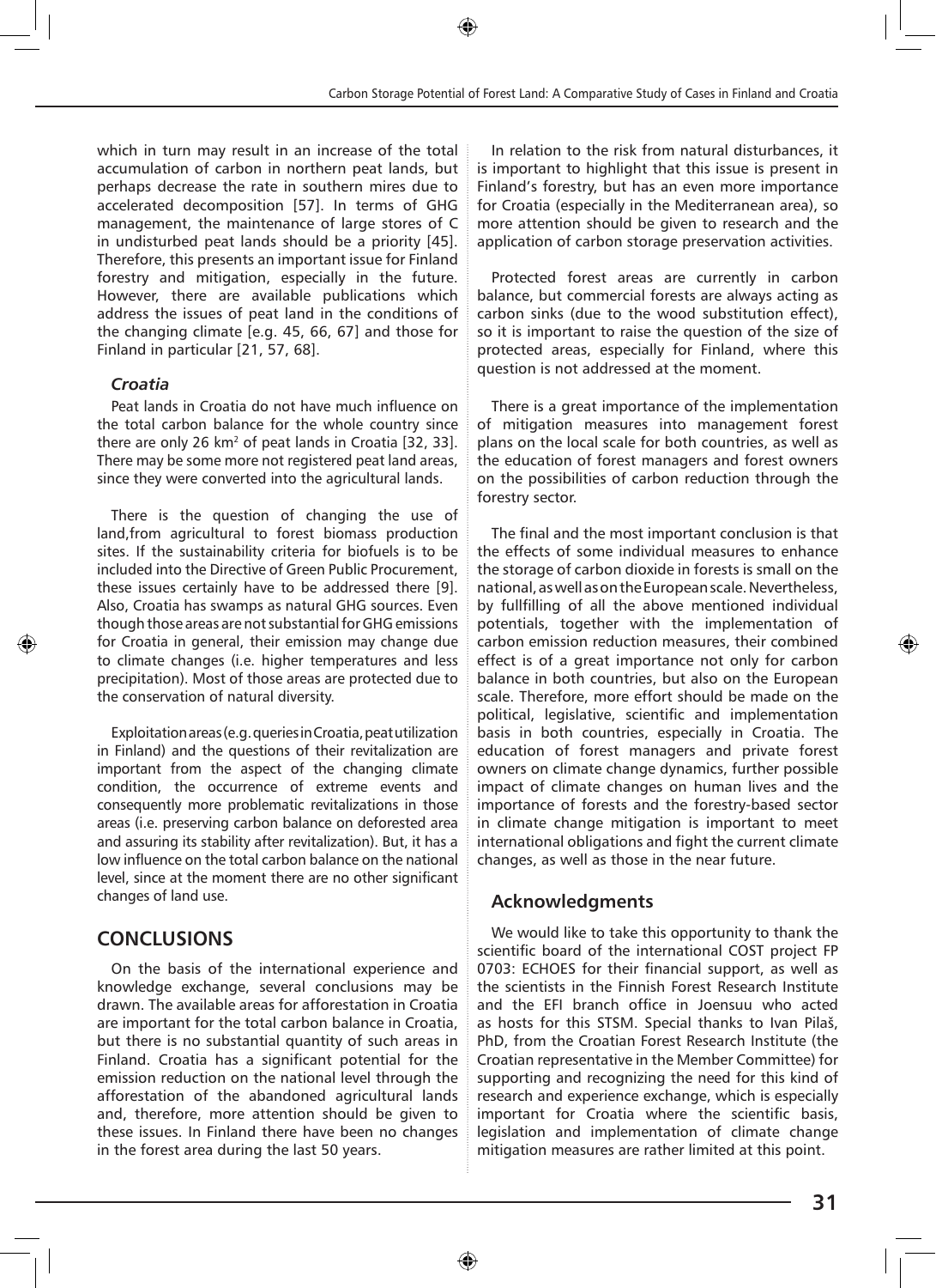which in turn may result in an increase of the total accumulation of carbon in northern peat lands, but perhaps decrease the rate in southern mires due to accelerated decomposition [57]. In terms of GHG management, the maintenance of large stores of C in undisturbed peat lands should be a priority [45]. Therefore, this presents an important issue for Finland forestry and mitigation, especially in the future. However, there are available publications which address the issues of peat land in the conditions of the changing climate [e.g. 45, 66, 67] and those for Finland in particular [21, 57, 68].

### *Croatia*

Peat lands in Croatia do not have much influence on the total carbon balance for the whole country since there are only 26 km$^2$ of peat lands in Croatia [32, 33]. There may be some more not registered peat land areas, since they were converted into the agricultural lands.

There is the question of changing the use of land,from agricultural to forest biomass production sites. If the sustainability criteria for biofuels is to be included into the Directive of Green Public Procurement, these issues certainly have to be addressed there [9]. Also, Croatia has swamps as natural GHG sources. Even though those areas are not substantial for GHG emissions for Croatia in general, their emission may change due to climate changes (i.e. higher temperatures and less precipitation). Most of those areas are protected due to the conservation of natural diversity.

Exploitation areas (e.g. queries in Croatia, peat utilization in Finland) and the questions of their revitalization are important from the aspect of the changing climate condition, the occurrence of extreme events and consequently more problematic revitalizations in those areas (i.e. preserving carbon balance on deforested area and assuring its stability after revitalization). But, it has a low influence on the total carbon balance on the national level, since at the moment there are no other significant changes of land use.

## CONCLUSIONS

On the basis of the international experience and knowledge exchange, several conclusions may be drawn. The available areas for afforestation in Croatia are important for the total carbon balance in Croatia, but there is no substantial quantity of such areas in Finland. Croatia has a significant potential for the emission reduction on the national level through the afforestation of the abandoned agricultural lands and, therefore, more attention should be given to these issues. In Finland there have been no changes in the forest area during the last 50 years.

In relation to the risk from natural disturbances, it is important to highlight that this issue is present in Finland's forestry, but has an even more importance for Croatia (especially in the Mediterranean area), so more attention should be given to research and the application of carbon storage preservation activities.

Protected forest areas are currently in carbon balance, but commercial forests are always acting as carbon sinks (due to the wood substitution effect), so it is important to raise the question of the size of protected areas, especially for Finland, where this question is not addressed at the moment.

There is a great importance of the implementation of mitigation measures into management forest plans on the local scale for both countries, as well as the education of forest managers and forest owners on the possibilities of carbon reduction through the forestry sector.

The final and the most important conclusion is that the effects of some individual measures to enhance the storage of carbon dioxide in forests is small on the national, as well as on the European scale. Nevertheless, by fullfilling of all the above mentioned individual potentials, together with the implementation of carbon emission reduction measures, their combined effect is of a great importance not only for carbon balance in both countries, but also on the European scale. Therefore, more effort should be made on the political, legislative, scientific and implementation basis in both countries, especially in Croatia. The education of forest managers and private forest owners on climate change dynamics, further possible impact of climate changes on human lives and the importance of forests and the forestry-based sector in climate change mitigation is important to meet international obligations and fight the current climate changes, as well as those in the near future.

## Acknowledgments

We would like to take this opportunity to thank the scientific board of the international COST project FP 0703: ECHOES for their financial support, as well as the scientists in the Finnish Forest Research Institute and the EFI branch office in Joensuu who acted as hosts for this STSM. Special thanks to Ivan Pilaš, PhD, from the Croatian Forest Research Institute (the Croatian representative in the Member Committee) for supporting and recognizing the need for this kind of research and experience exchange, which is especially important for Croatia where the scientific basis, legislation and implementation of climate change mitigation measures are rather limited at this point.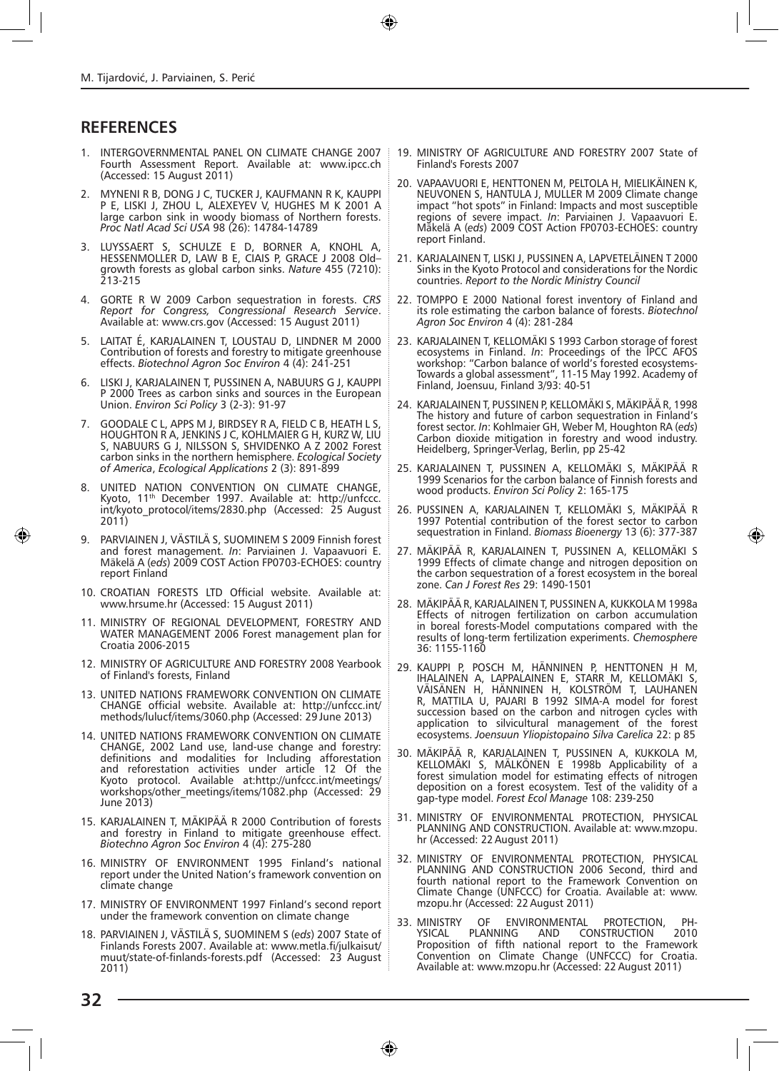## REFERENCES

1. INTERGOVERNMENTAL PANEL ON CLIMATE CHANGE 2007 Fourth Assessment Report. Available at: www.ipcc.ch (Accessed: 15 August 2011)
2. MYNENI R B, DONG J C, TUCKER J, KAUFMANN R K, KAUPPI P E, LISKI J, ZHOU L, ALEXEYEV V, HUGHES M K 2001 A large carbon sink in woody biomass of Northern forests. *Proc Natl Acad Sci USA* 98 (26): 14784-14789
3. LUYSSAERT S, SCHULZE E D, BORNER A, KNOHL A, HESSENMOLLER D, LAW B E, CIAIS P, GRACE J 2008 Old–growth forests as global carbon sinks. *Nature* 455 (7210): 213-215
4. GORTE R W 2009 Carbon sequestration in forests. *CRS Report for Congress, Congressional Research Service*. Available at: www.crs.gov (Accessed: 15 August 2011)
5. LAITAT É, KARJALAINEN T, LOUSTAU D, LINDNER M 2000 Contribution of forests and forestry to mitigate greenhouse effects. *Biotechnol Agron Soc Environ* 4 (4): 241-251
6. LISKI J, KARJALAINEN T, PUSSINEN A, NABUURS G J, KAUPPI P 2000 Trees as carbon sinks and sources in the European Union. *Environ Sci Policy* 3 (2-3): 91-97
7. GOODALE C L, APPS M J, BIRDSEY R A, FIELD C B, HEATH L S, HOUGHTON R A, JENKINS J C, KOHLMAIER G H, KURZ W, LIU S, NABUURS G J, NILSSON S, SHVIDENKO A Z 2002 Forest carbon sinks in the northern hemisphere. *Ecological Society of America*, *Ecological Applications* 2 (3): 891-899
8. UNITED NATION CONVENTION ON CLIMATE CHANGE, Kyoto, 11th December 1997. Available at: http://unfccc.int/kyoto_protocol/items/2830.php (Accessed: 25 August 2011)
9. PARVIAINEN J, VÄSTILÄ S, SUOMINEM S 2009 Finnish forest and forest management. *In*: Parviainen J. Vapaavuori E. Mäkelä A (*eds*) 2009 COST Action FP0703-ECHOES: country report Finland
10. CROATIAN FORESTS LTD Official website. Available at: www.hrsume.hr (Accessed: 15 August 2011)
11. MINISTRY OF REGIONAL DEVELOPMENT, FORESTRY AND WATER MANAGEMENT 2006 Forest management plan for Croatia 2006-2015
12. MINISTRY OF AGRICULTURE AND FORESTRY 2008 Yearbook of Finland's forests, Finland
13. UNITED NATIONS FRAMEWORK CONVENTION ON CLIMATE CHANGE official website. Available at: http://unfccc.int/methods/lulucf/items/3060.php (Accessed: 29 June 2013)
14. UNITED NATIONS FRAMEWORK CONVENTION ON CLIMATE CHANGE, 2002 Land use, land-use change and forestry: definitions and modalities for Including afforestation and reforestation activities under article 12 Of the Kyoto protocol. Available at:http://unfccc.int/meetings/workshops/other_meetings/items/1082.php (Accessed: 29 June 2013)
15. KARJALAINEN T, MÄKIPÄÄ R 2000 Contribution of forests and forestry in Finland to mitigate greenhouse effect. *Biotechno Agron Soc Environ* 4 (4): 275-280
16. MINISTRY OF ENVIRONMENT 1995 Finland's national report under the United Nation's framework convention on climate change
17. MINISTRY OF ENVIRONMENT 1997 Finland's second report under the framework convention on climate change
18. PARVIAINEN J, VÄSTILÄ S, SUOMINEM S (*eds*) 2007 State of Finlands Forests 2007. Available at: www.metla.fi/julkaisut/muut/state-of-finlands-forests.pdf (Accessed: 23 August 2011)
19. MINISTRY OF AGRICULTURE AND FORESTRY 2007 State of Finland's Forests 2007
20. VAPAAVUORI E, HENTTONEN M, PELTOLA H, MIELIKÄINEN K, NEUVONEN S, HANTULA J, MULLER M 2009 Climate change impact "hot spots" in Finland: Impacts and most susceptible regions of severe impact. *In*: Parviainen J. Vapaavuori E. Mäkelä A (*eds*) 2009 COST Action FP0703-ECHOES: country report Finland.
21. KARJALAINEN T, LISKI J, PUSSINEN A, LAPVETELÄINEN T 2000 Sinks in the Kyoto Protocol and considerations for the Nordic countries. *Report to the Nordic Ministry Council*
22. TOMPPO E 2000 National forest inventory of Finland and its role estimating the carbon balance of forests. *Biotechnol Agron Soc Environ* 4 (4): 281-284
23. KARJALAINEN T, KELLOMÄKI S 1993 Carbon storage of forest ecosystems in Finland. *In*: Proceedings of the IPCC AFOS workshop: "Carbon balance of world's forested ecosystems-Towards a global assessment", 11-15 May 1992. Academy of Finland, Joensuu, Finland 3/93: 40-51
24. KARJALAINEN T, PUSSINEN P, KELLOMÄKI S, MÄKIPÄÄ R, 1998 The history and future of carbon sequestration in Finland's forest sector. *In*: Kohlmaier GH, Weber M, Houghton RA (*eds*) Carbon dioxide mitigation in forestry and wood industry. Heidelberg, Springer-Verlag, Berlin, pp 25-42
25. KARJALAINEN T, PUSSINEN A, KELLOMÄKI S, MÄKIPÄÄ R 1999 Scenarios for the carbon balance of Finnish forests and wood products. *Environ Sci Policy* 2: 165-175
26. PUSSINEN A, KARJALAINEN T, KELLOMÄKI S, MÄKIPÄÄ R 1997 Potential contribution of the forest sector to carbon sequestration in Finland. *Biomass Bioenergy* 13 (6): 377-387
27. MÄKIPÄÄ R, KARJALAINEN T, PUSSINEN A, KELLOMÄKI S 1999 Effects of climate change and nitrogen deposition on the carbon sequestration of a forest ecosystem in the boreal zone. *Can J Forest Res* 29: 1490-1501
28. MÄKIPÄÄ R, KARJALAINEN T, PUSSINEN A, KUKKOLA M 1998a Effects of nitrogen fertilization on carbon accumulation in boreal forests-Model computations compared with the results of long-term fertilization experiments. *Chemosphere* 36: 1155-1160
29. KAUPPI P, POSCH M, HÄNNINEN P, HENTTONEN H M, IHALAINEN A, LAPPALAINEN E, STARR M, KELLOMÄKI S, VÄISÄNEN H, HÄNNINEN H, KOLSTRÖM T, LAUHANEN R, MATTILA U, PAJARI B 1992 SIMA-A model for forest succession based on the carbon and nitrogen cycles with application to silvicultural management of the forest ecosystems. *Joensuun Yliopistopaino Silva Carelica* 22: p 85
30. MÄKIPÄÄ R, KARJALAINEN T, PUSSINEN A, KUKKOLA M, KELLOMÄKI S, MÄLKÖNEN E 1998b Applicability of a forest simulation model for estimating effects of nitrogen deposition on a forest ecosystem. Test of the validity of a gap-type model. *Forest Ecol Manage* 108: 239-250
31. MINISTRY OF ENVIRONMENTAL PROTECTION, PHYSICAL PLANNING AND CONSTRUCTION. Available at: www.mzopu.hr (Accessed: 22 August 2011)
32. MINISTRY OF ENVIRONMENTAL PROTECTION, PHYSICAL PLANNING AND CONSTRUCTION 2006 Second, third and fourth national report to the Framework Convention on Climate Change (UNFCCC) for Croatia. Available at: www.mzopu.hr (Accessed: 22 August 2011)
33. MINISTRY OF ENVIRONMENTAL PROTECTION, PHYSICAL PLANNING AND CONSTRUCTION 2010 Proposition of fifth national report to the Framework Convention on Climate Change (UNFCCC) for Croatia. Available at: www.mzopu.hr (Accessed: 22 August 2011)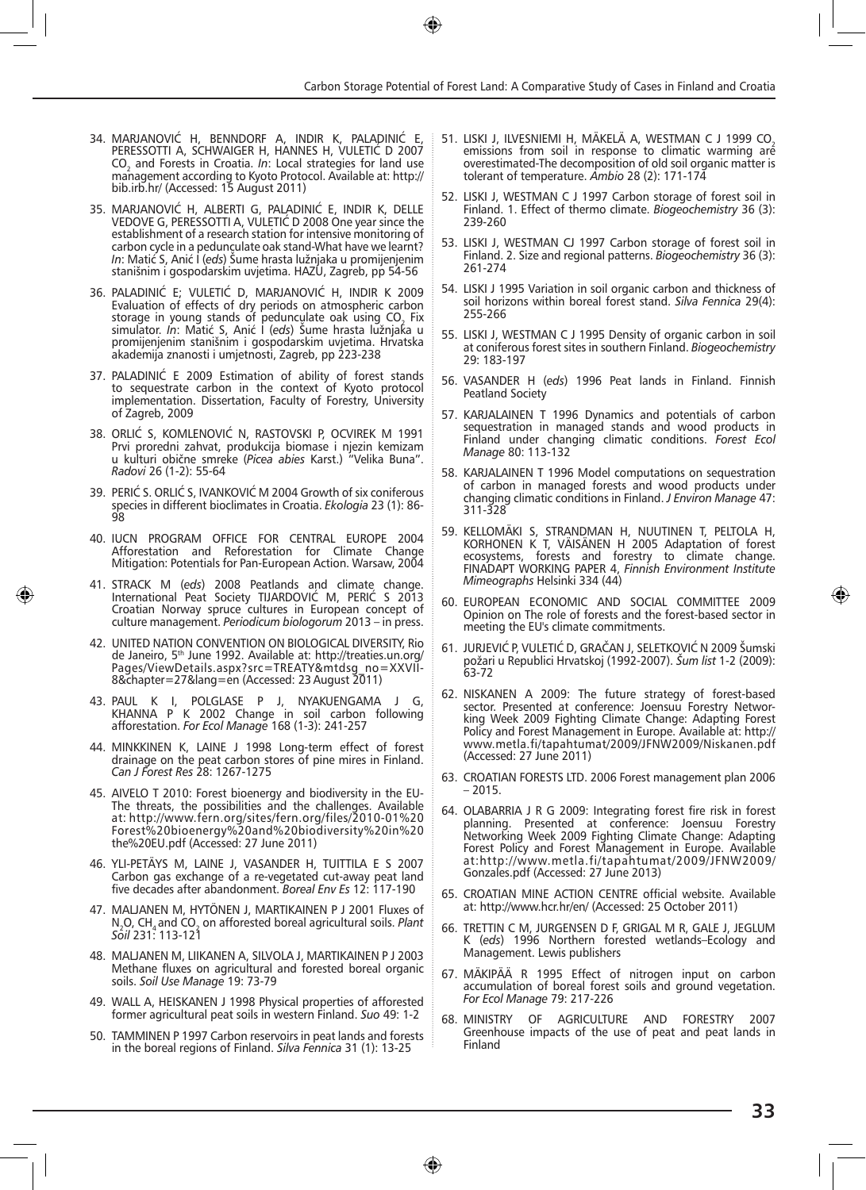34. MARJANOVIĆ H, BENNDORF A, INDIR K, PALADINIĆ E, PERESSOTTI A, SCHWAIGER H, HANNES H, VULETIĆ D 2007 $CO_2$ and Forests in Croatia. *In*: Local strategies for land use management according to Kyoto Protocol. Available at: http://bib.irb.hr/ (Accessed: 15 August 2011)

35. MARJANOVIĆ H, ALBERTI G, PALADINIĆ E, INDIR K, DELLE VEDOVE G, PERESSOTTI A, VULETIĆ D 2008 One year since the establishment of a research station for intensive monitoring of carbon cycle in a pedunculate oak stand-What have we learnt? *In*: Matić S, Anić I (*eds*) Šume hrasta lužnjaka u promijenjenim stanišnim i gospodarskim uvjetima. HAZU, Zagreb, pp 54-56

36. PALADINIĆ E; VULETIĆ D, MARJANOVIĆ H, INDIR K 2009 Evaluation of effects of dry periods on atmospheric carbon storage in young stands of pedunculate oak using $CO_2$ Fix simulator. *In*: Matić S, Anić I (*eds*) Šume hrasta lužnjaka u promijenjenim stanišnim i gospodarskim uvjetima. Hrvatska akademija znanosti i umjetnosti, Zagreb, pp 223-238

37. PALADINIĆ E 2009 Estimation of ability of forest stands to sequestrate carbon in the context of Kyoto protocol implementation. Dissertation, Faculty of Forestry, University of Zagreb, 2009

38. ORLIĆ S, KOMLENOVIĆ N, RASTOVSKI P, OCVIREK M 1991 Prvi proredni zahvat, produkcija biomase i njezin kemizam u kulturi obične smreke (*Picea abies* Karst.) "Velika Buna". *Radovi* 26 (1-2): 55-64

39. PERIĆ S. ORLIĆ S, IVANKOVIĆ M 2004 Growth of six coniferous species in different bioclimates in Croatia. *Ekologia* 23 (1): 86-98

40. IUCN PROGRAM OFFICE FOR CENTRAL EUROPE 2004 Afforestation and Reforestation for Climate Change Mitigation: Potentials for Pan-European Action. Warsaw, 2004

41. STRACK M (*eds*) 2008 Peatlands and climate change. International Peat Society TIJARDOVIĆ M, PERIĆ S 2013 Croatian Norway spruce cultures in European concept of culture management. *Periodicum biologorum* 2013 – in press.

42. UNITED NATION CONVENTION ON BIOLOGICAL DIVERSITY, Rio de Janeiro, 5th June 1992. Available at: http://treaties.un.org/Pages/ViewDetails.aspx?src=TREATY&mtdsg_no=XXVII-8&chapter=27&lang=en (Accessed: 23 August 2011)

43. PAUL K I, POLGLASE P J, NYAKUENGAMA J G, KHANNA P K 2002 Change in soil carbon following afforestation. *For Ecol Manage* 168 (1-3): 241-257

44. MINKKINEN K, LAINE J 1998 Long-term effect of forest drainage on the peat carbon stores of pine mires in Finland. *Can J Forest Res* 28: 1267-1275

45. AIVELO T 2010: Forest bioenergy and biodiversity in the EU- The threats, the possibilities and the challenges. Available at: http://www.fern.org/sites/fern.org/files/2010-01%20Forest%20bioenergy%20and%20biodiversity%20in%20the%20EU.pdf (Accessed: 27 June 2011)

46. YLI-PETÄYS M, LAINE J, VASANDER H, TUITTILA E S 2007 Carbon gas exchange of a re-vegetated cut-away peat land five decades after abandonment. *Boreal Env Es* 12: 117-190

47. MALJANEN M, HYTÖNEN J, MARTIKAINEN P J 2001 Fluxes of $N_2O$, $CH_4$ and $CO_2$ on afforested boreal agricultural soils. *Plant Soil* 231: 113-121

48. MALJANEN M, LIIKANEN A, SILVOLA J, MARTIKAINEN P J 2003 Methane fluxes on agricultural and forested boreal organic soils. *Soil Use Manage* 19: 73-79

49. WALL A, HEISKANEN J 1998 Physical properties of afforested former agricultural peat soils in western Finland. *Suo* 49: 1-2

50. TAMMINEN P 1997 Carbon reservoirs in peat lands and forests in the boreal regions of Finland. *Silva Fennica* 31 (1): 13-25

51. LISKI J, ILVESNIEMI H, MÄKELÄ A, WESTMAN C J 1999 $CO_2$ emissions from soil in response to climatic warming are overestimated-The decomposition of old soil organic matter is tolerant of temperature. *Ambio* 28 (2): 171-174

52. LISKI J, WESTMAN C J 1997 Carbon storage of forest soil in Finland. 1. Effect of thermo climate. *Biogeochemistry* 36 (3): 239-260

53. LISKI J, WESTMAN CJ 1997 Carbon storage of forest soil in Finland. 2. Size and regional patterns. *Biogeochemistry* 36 (3): 261-274

54. LISKI J 1995 Variation in soil organic carbon and thickness of soil horizons within boreal forest stand. *Silva Fennica* 29(4): 255-266

55. LISKI J, WESTMAN C J 1995 Density of organic carbon in soil at coniferous forest sites in southern Finland. *Biogeochemistry* 29: 183-197

56. VASANDER H (*eds*) 1996 Peat lands in Finland. Finnish Peatland Society

57. KARJALAINEN T 1996 Dynamics and potentials of carbon sequestration in managed stands and wood products in Finland under changing climatic conditions. *Forest Ecol Manage* 80: 113-132

58. KARJALAINEN T 1996 Model computations on sequestration of carbon in managed forests and wood products under changing climatic conditions in Finland. *J Environ Manage* 47: 311-328

59. KELLOMÄKI S, STRANDMAN H, NUUTINEN T, PELTOLA H, KORHONEN K T, VÄISÄNEN H 2005 Adaptation of forest ecosystems, forests and forestry to climate change. FINADAPT WORKING PAPER 4, *Finnish Environment Institute Mimeographs* Helsinki 334 (44)

60. EUROPEAN ECONOMIC AND SOCIAL COMMITTEE 2009 Opinion on The role of forests and the forest-based sector in meeting the EU's climate commitments.

61. JURJEVIĆ P, VULETIĆ D, GRAČAN J, SELETKOVIĆ N 2009 Šumski požari u Republici Hrvatskoj (1992-2007). *Šum list* 1-2 (2009): 63-72

62. NISKANEN A 2009: The future strategy of forest-based sector. Presented at conference: Joensuu Forestry Networking Week 2009 Fighting Climate Change: Adapting Forest Policy and Forest Management in Europe. Available at: http://www.metla.fi/tapahtumat/2009/JFNW2009/Niskanen.pdf (Accessed: 27 June 2011)

63. CROATIAN FORESTS LTD. 2006 Forest management plan 2006 – 2015.

64. OLABARRIA J R G 2009: Integrating forest fire risk in forest planning. Presented at conference: Joensuu Forestry Networking Week 2009 Fighting Climate Change: Adapting Forest Policy and Forest Management in Europe. Available at:http://www.metla.fi/tapahtumat/2009/JFNW2009/Gonzales.pdf (Accessed: 27 June 2013)

65. CROATIAN MINE ACTION CENTRE official website. Available at: http://www.hcr.hr/en/ (Accessed: 25 October 2011)

66. TRETTIN C M, JURGENSEN D F, GRIGAL M R, GALE J, JEGLUM K (*eds*) 1996 Northern forested wetlands–Ecology and Management. Lewis publishers

67. MÄKIPÄÄ R 1995 Effect of nitrogen input on carbon accumulation of boreal forest soils and ground vegetation. *For Ecol Manage* 79: 217-226

68. MINISTRY OF AGRICULTURE AND FORESTRY 2007 Greenhouse impacts of the use of peat and peat lands in Finland